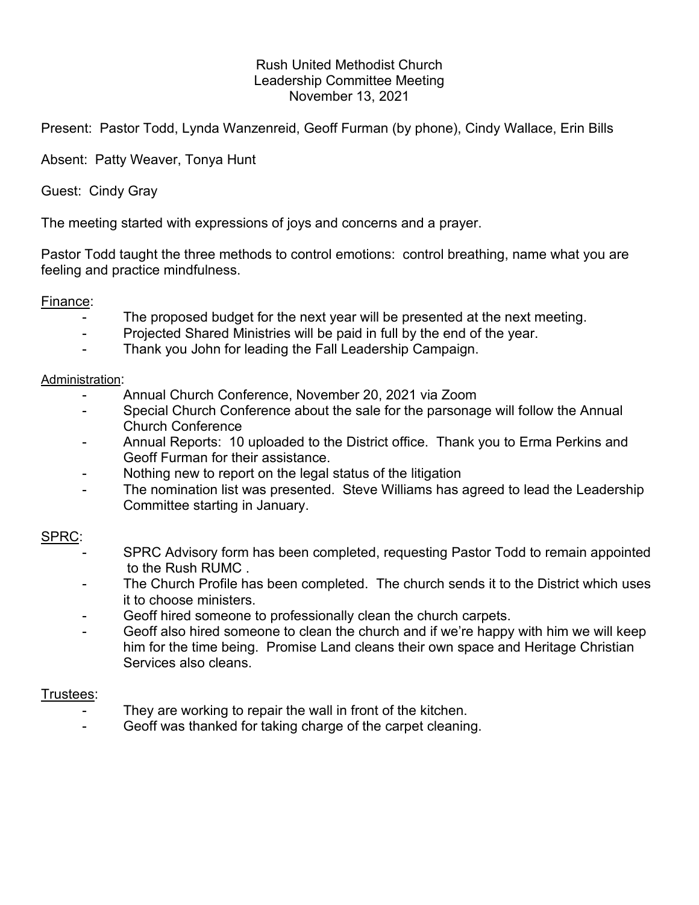Rush United Methodist Church
Leadership Committee Meeting
November 13, 2021

Present: Pastor Todd, Lynda Wanzenreid, Geoff Furman (by phone), Cindy Wallace, Erin Bills

Absent: Patty Weaver, Tonya Hunt

Guest: Cindy Gray

The meeting started with expressions of joys and concerns and a prayer.

Pastor Todd taught the three methods to control emotions: control breathing, name what you are feeling and practice mindfulness.

Finance:

- The proposed budget for the next year will be presented at the next meeting.
- Projected Shared Ministries will be paid in full by the end of the year.
- Thank you John for leading the Fall Leadership Campaign.

Administration:

- Annual Church Conference, November 20, 2021 via Zoom
- Special Church Conference about the sale for the parsonage will follow the Annual Church Conference
- Annual Reports: 10 uploaded to the District office. Thank you to Erma Perkins and Geoff Furman for their assistance.
- Nothing new to report on the legal status of the litigation
- The nomination list was presented. Steve Williams has agreed to lead the Leadership Committee starting in January.

SPRC:

- SPRC Advisory form has been completed, requesting Pastor Todd to remain appointed to the Rush RUMC .
- The Church Profile has been completed. The church sends it to the District which uses it to choose ministers.
- Geoff hired someone to professionally clean the church carpets.
- Geoff also hired someone to clean the church and if we're happy with him we will keep him for the time being. Promise Land cleans their own space and Heritage Christian Services also cleans.

Trustees:

- They are working to repair the wall in front of the kitchen.
- Geoff was thanked for taking charge of the carpet cleaning.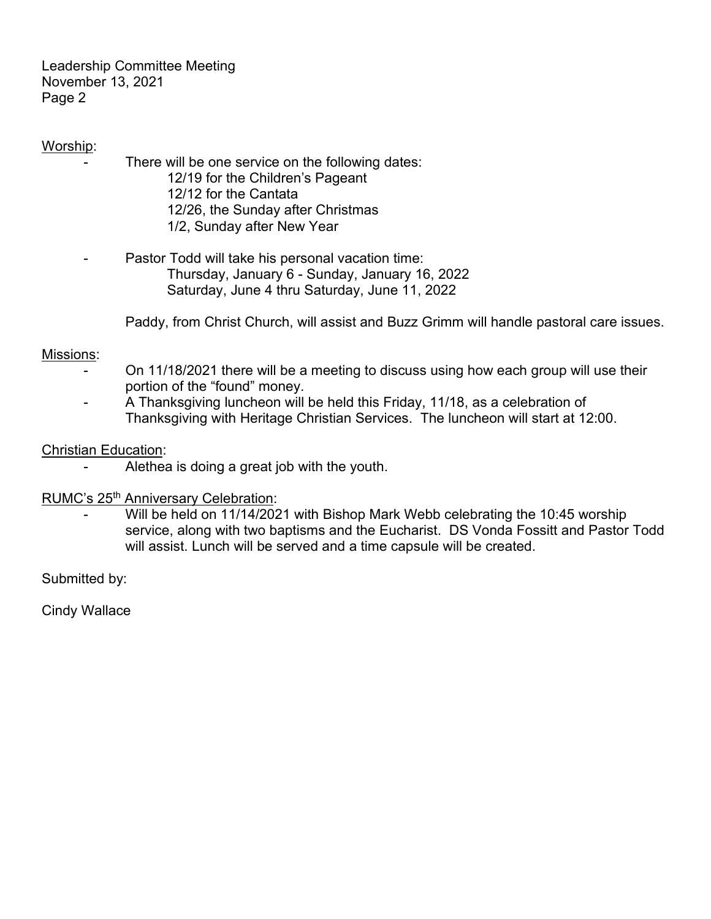Leadership Committee Meeting
November 13, 2021
Page 2

Worship:

- There will be one service on the following dates:
  - 12/19 for the Children's Pageant
  - 12/12 for the Cantata
  - 12/26, the Sunday after Christmas
  - 1/2, Sunday after New Year

- Pastor Todd will take his personal vacation time:
  - Thursday, January 6 - Sunday, January 16, 2022
  - Saturday, June 4 thru Saturday, June 11, 2022

  Paddy, from Christ Church, will assist and Buzz Grimm will handle pastoral care issues.

Missions:

- On 11/18/2021 there will be a meeting to discuss using how each group will use their portion of the "found" money.
- A Thanksgiving luncheon will be held this Friday, 11/18, as a celebration of Thanksgiving with Heritage Christian Services. The luncheon will start at 12:00.

Christian Education:

- Alethea is doing a great job with the youth.

RUMC's 25th Anniversary Celebration:

- Will be held on 11/14/2021 with Bishop Mark Webb celebrating the 10:45 worship service, along with two baptisms and the Eucharist. DS Vonda Fossitt and Pastor Todd will assist. Lunch will be served and a time capsule will be created.

Submitted by:

Cindy Wallace